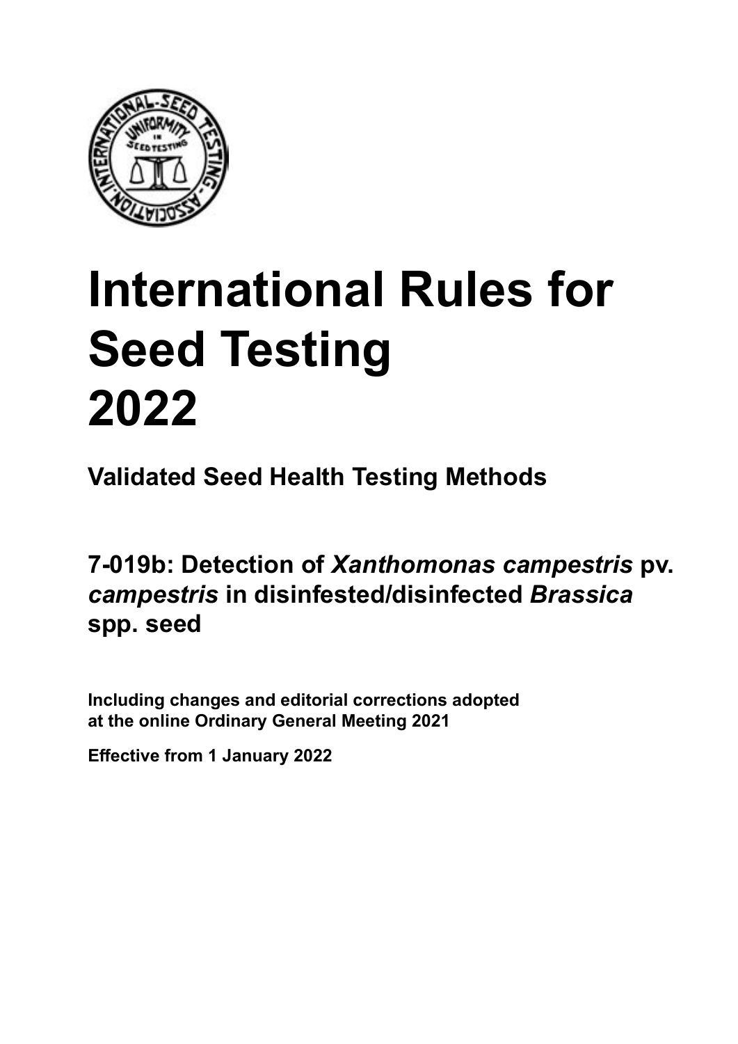# International Rules for Seed Testing 2022

## Validated Seed Health Testing Methods

## 7-019b: Detection of *Xanthomonas campestris* pv. *campestris* in disinfested/disinfected *Brassica* spp. seed

**Including changes and editorial corrections adopted at the online Ordinary General Meeting 2021**

**Effective from 1 January 2022**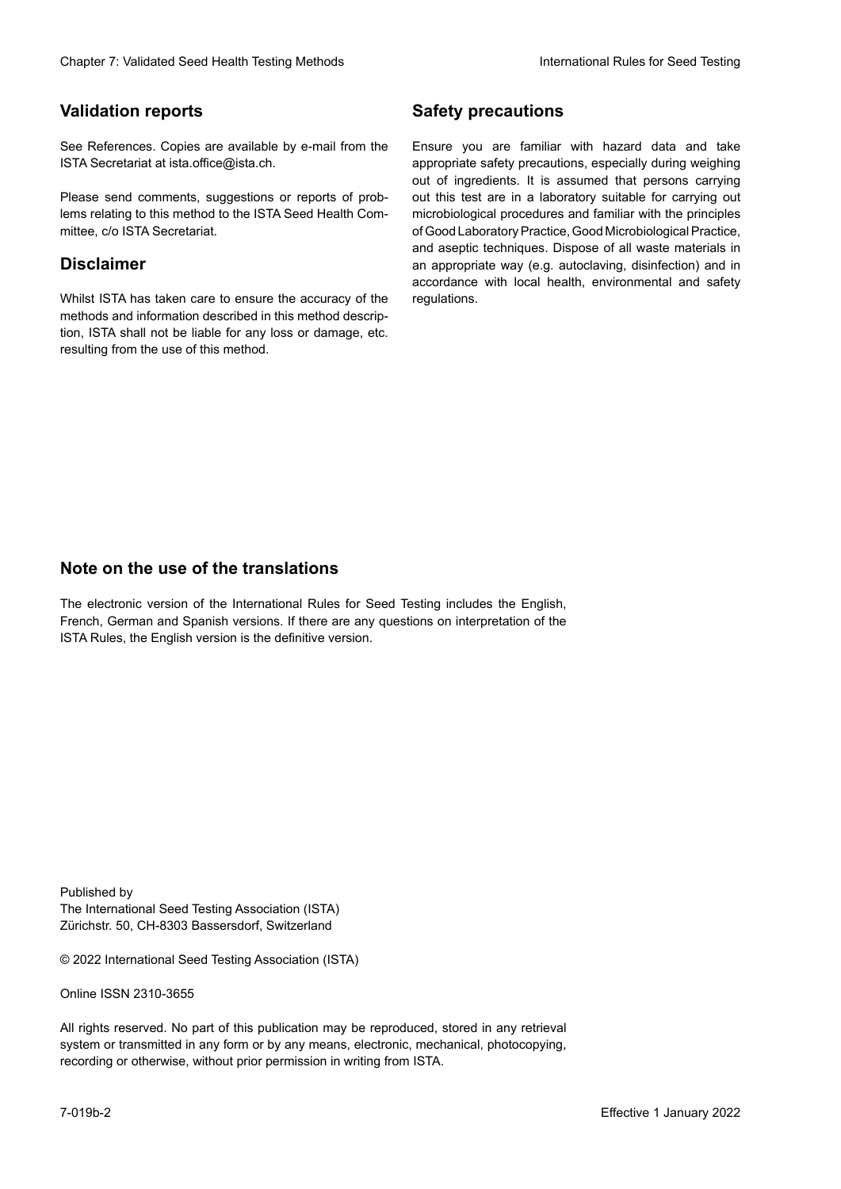## Validation reports

See References. Copies are available by e-mail from the ISTA Secretariat at ista.office@ista.ch.

Please send comments, suggestions or reports of problems relating to this method to the ISTA Seed Health Committee, c/o ISTA Secretariat.

## Disclaimer

Whilst ISTA has taken care to ensure the accuracy of the methods and information described in this method description, ISTA shall not be liable for any loss or damage, etc. resulting from the use of this method.

## Safety precautions

Ensure you are familiar with hazard data and take appropriate safety precautions, especially during weighing out of ingredients. It is assumed that persons carrying out this test are in a laboratory suitable for carrying out microbiological procedures and familiar with the principles of Good Laboratory Practice, Good Microbiological Practice, and aseptic techniques. Dispose of all waste materials in an appropriate way (e.g. autoclaving, disinfection) and in accordance with local health, environmental and safety regulations.

## Note on the use of the translations

The electronic version of the International Rules for Seed Testing includes the English, French, German and Spanish versions. If there are any questions on interpretation of the ISTA Rules, the English version is the definitive version.

Published by
The International Seed Testing Association (ISTA)
Zürichstr. 50, CH-8303 Bassersdorf, Switzerland

© 2022 International Seed Testing Association (ISTA)

Online ISSN 2310-3655

All rights reserved. No part of this publication may be reproduced, stored in any retrieval system or transmitted in any form or by any means, electronic, mechanical, photocopying, recording or otherwise, without prior permission in writing from ISTA.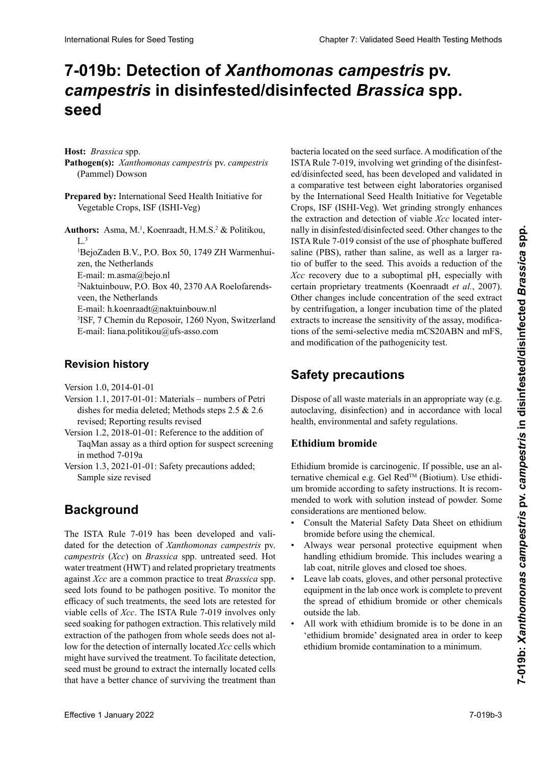# 7-019b: Detection of *Xanthomonas campestris* pv. *campestris* in disinfested/disinfected *Brassica* spp. seed

**Host:** *Brassica* spp.

**Pathogen(s):** *Xanthomonas campestris* pv. *campestris* (Pammel) Dowson

**Prepared by:** International Seed Health Initiative for Vegetable Crops, ISF (ISHI-Veg)

**Authors:** Asma, M.[1], Koenraadt, H.M.S.[2] & Politikou, L.[3]

[1]BejoZaden B.V., P.O. Box 50, 1749 ZH Warmenhuizen, the Netherlands
E-mail: m.asma@bejo.nl

[2]Naktuinbouw, P.O. Box 40, 2370 AA Roelofarendsveen, the Netherlands
E-mail: h.koenraadt@naktuinbouw.nl

[3]ISF, 7 Chemin du Reposoir, 1260 Nyon, Switzerland
E-mail: liana.politikou@ufs-asso.com

## Revision history

Version 1.0, 2014-01-01

Version 1.1, 2017-01-01: Materials – numbers of Petri dishes for media deleted; Methods steps 2.5 & 2.6 revised; Reporting results revised

Version 1.2, 2018-01-01: Reference to the addition of TaqMan assay as a third option for suspect screening in method 7-019a

Version 1.3, 2021-01-01: Safety precautions added; Sample size revised

## Background

The ISTA Rule 7-019 has been developed and validated for the detection of *Xanthomonas campestris* pv. *campestris* (*Xcc*) on *Brassica* spp. untreated seed. Hot water treatment (HWT) and related proprietary treatments against *Xcc* are a common practice to treat *Brassica* spp. seed lots found to be pathogen positive. To monitor the efficacy of such treatments, the seed lots are retested for viable cells of *Xcc*. The ISTA Rule 7-019 involves only seed soaking for pathogen extraction. This relatively mild extraction of the pathogen from whole seeds does not allow for the detection of internally located *Xcc* cells which might have survived the treatment. To facilitate detection, seed must be ground to extract the internally located cells that have a better chance of surviving the treatment than bacteria located on the seed surface. A modification of the ISTA Rule 7-019, involving wet grinding of the disinfested/disinfected seed, has been developed and validated in a comparative test between eight laboratories organised by the International Seed Health Initiative for Vegetable Crops, ISF (ISHI-Veg). Wet grinding strongly enhances the extraction and detection of viable *Xcc* located internally in disinfested/disinfected seed. Other changes to the ISTA Rule 7-019 consist of the use of phosphate buffered saline (PBS), rather than saline, as well as a larger ratio of buffer to the seed. This avoids a reduction of the *Xcc* recovery due to a suboptimal pH, especially with certain proprietary treatments (Koenraadt *et al.*, 2007). Other changes include concentration of the seed extract by centrifugation, a longer incubation time of the plated extracts to increase the sensitivity of the assay, modifications of the semi-selective media mCS20ABN and mFS, and modification of the pathogenicity test.

## Safety precautions

Dispose of all waste materials in an appropriate way (e.g. autoclaving, disinfection) and in accordance with local health, environmental and safety regulations.

### Ethidium bromide

Ethidium bromide is carcinogenic. If possible, use an alternative chemical e.g. Gel Red™ (Biotium). Use ethidium bromide according to safety instructions. It is recommended to work with solution instead of powder. Some considerations are mentioned below.

- Consult the Material Safety Data Sheet on ethidium bromide before using the chemical.
- Always wear personal protective equipment when handling ethidium bromide. This includes wearing a lab coat, nitrile gloves and closed toe shoes.
- Leave lab coats, gloves, and other personal protective equipment in the lab once work is complete to prevent the spread of ethidium bromide or other chemicals outside the lab.
- All work with ethidium bromide is to be done in an 'ethidium bromide' designated area in order to keep ethidium bromide contamination to a minimum.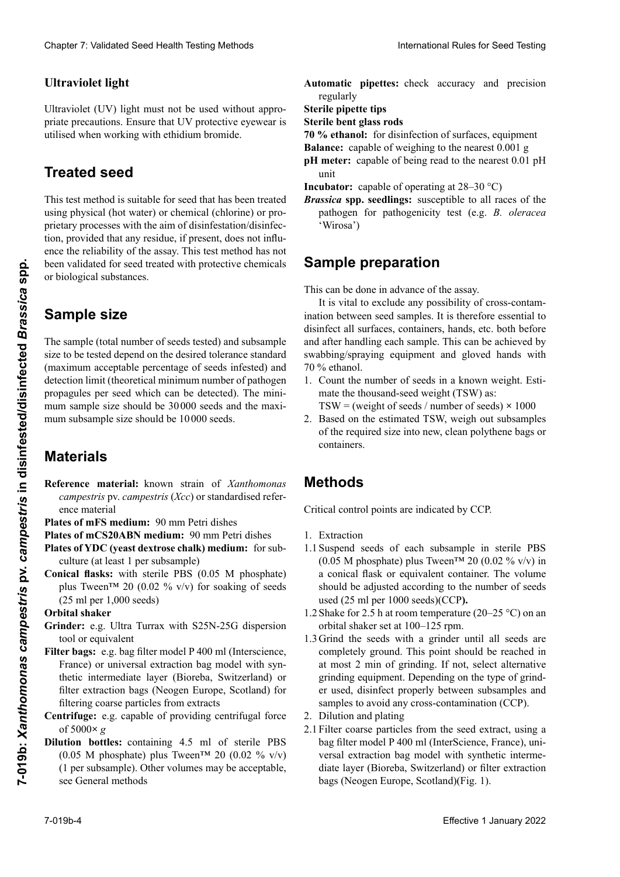## Ultraviolet light

Ultraviolet (UV) light must not be used without appropriate precautions. Ensure that UV protective eyewear is utilised when working with ethidium bromide.

# Treated seed

This test method is suitable for seed that has been treated using physical (hot water) or chemical (chlorine) or proprietary processes with the aim of disinfestation/disinfection, provided that any residue, if present, does not influence the reliability of the assay. This test method has not been validated for seed treated with protective chemicals or biological substances.

# Sample size

The sample (total number of seeds tested) and subsample size to be tested depend on the desired tolerance standard (maximum acceptable percentage of seeds infested) and detection limit (theoretical minimum number of pathogen propagules per seed which can be detected). The minimum sample size should be 30 000 seeds and the maximum subsample size should be 10 000 seeds.

# Materials

**Reference material:** known strain of *Xanthomonas campestris* pv. *campestris* (*Xcc*) or standardised reference material

**Plates of mFS medium:** 90 mm Petri dishes

**Plates of mCS20ABN medium:** 90 mm Petri dishes

**Plates of YDC (yeast dextrose chalk) medium:** for subculture (at least 1 per subsample)

**Conical flasks:** with sterile PBS (0.05 M phosphate) plus Tween™ 20 (0.02 % v/v) for soaking of seeds (25 ml per 1,000 seeds)

**Orbital shaker**

**Grinder:** e.g. Ultra Turrax with S25N-25G dispersion tool or equivalent

**Filter bags:** e.g. bag filter model P 400 ml (Interscience, France) or universal extraction bag model with synthetic intermediate layer (Bioreba, Switzerland) or filter extraction bags (Neogen Europe, Scotland) for filtering coarse particles from extracts

**Centrifuge:** e.g. capable of providing centrifugal force of 5000× *g*

**Dilution bottles:** containing 4.5 ml of sterile PBS (0.05 M phosphate) plus Tween™ 20 (0.02 % v/v) (1 per subsample). Other volumes may be acceptable, see General methods

**Automatic pipettes:** check accuracy and precision regularly

**Sterile pipette tips**

**Sterile bent glass rods**

**70 % ethanol:** for disinfection of surfaces, equipment

**Balance:** capable of weighing to the nearest 0.001 g

**pH meter:** capable of being read to the nearest 0.01 pH unit

**Incubator:** capable of operating at 28–30 °C)

***Brassica* spp. seedlings:** susceptible to all races of the pathogen for pathogenicity test (e.g. *B. oleracea* 'Wirosa')

# Sample preparation

This can be done in advance of the assay.

It is vital to exclude any possibility of cross-contamination between seed samples. It is therefore essential to disinfect all surfaces, containers, hands, etc. both before and after handling each sample. This can be achieved by swabbing/spraying equipment and gloved hands with 70 % ethanol.

1. Count the number of seeds in a known weight. Estimate the thousand-seed weight (TSW) as:
   TSW = (weight of seeds / number of seeds) × 1000
2. Based on the estimated TSW, weigh out subsamples of the required size into new, clean polythene bags or containers.

# Methods

Critical control points are indicated by CCP.

1. Extraction

1.1 Suspend seeds of each subsample in sterile PBS (0.05 M phosphate) plus Tween™ 20 (0.02 % v/v) in a conical flask or equivalent container. The volume should be adjusted according to the number of seeds used (25 ml per 1000 seeds)(CCP**).**

1.2 Shake for 2.5 h at room temperature (20–25 °C) on an orbital shaker set at 100–125 rpm.

1.3 Grind the seeds with a grinder until all seeds are completely ground. This point should be reached in at most 2 min of grinding. If not, select alternative grinding equipment. Depending on the type of grinder used, disinfect properly between subsamples and samples to avoid any cross-contamination (CCP).

2. Dilution and plating

2.1 Filter coarse particles from the seed extract, using a bag filter model P 400 ml (InterScience, France), universal extraction bag model with synthetic intermediate layer (Bioreba, Switzerland) or filter extraction bags (Neogen Europe, Scotland)(Fig. 1).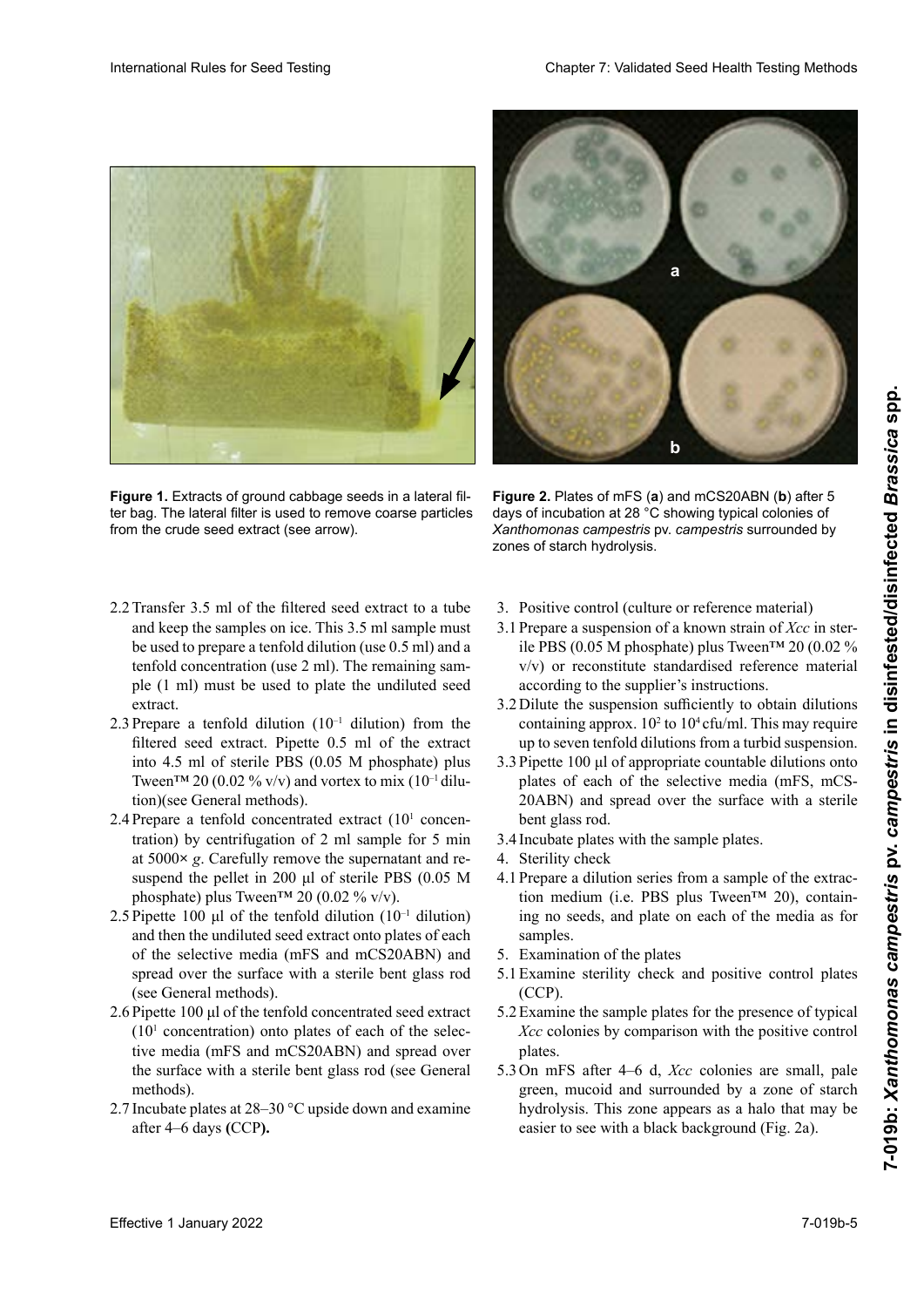Figure 1. Extracts of ground cabbage seeds in a lateral filter bag. The lateral filter is used to remove coarse particles from the crude seed extract (see arrow).

Figure 2. Plates of mFS (**a**) and mCS20ABN (**b**) after 5 days of incubation at 28 °C showing typical colonies of *Xanthomonas campestris* pv. *campestris* surrounded by zones of starch hydrolysis.

2.2 Transfer 3.5 ml of the filtered seed extract to a tube and keep the samples on ice. This 3.5 ml sample must be used to prepare a tenfold dilution (use 0.5 ml) and a tenfold concentration (use 2 ml). The remaining sample (1 ml) must be used to plate the undiluted seed extract.

2.3 Prepare a tenfold dilution ($10^{-1}$ dilution) from the filtered seed extract. Pipette 0.5 ml of the extract into 4.5 ml of sterile PBS (0.05 M phosphate) plus Tween™ 20 (0.02 % v/v) and vortex to mix ($10^{-1}$ dilution)(see General methods).

2.4 Prepare a tenfold concentrated extract ($10^{1}$ concentration) by centrifugation of 2 ml sample for 5 min at 5000× *g*. Carefully remove the supernatant and resuspend the pellet in 200 µl of sterile PBS (0.05 M phosphate) plus Tween™ 20 (0.02 % v/v).

2.5 Pipette 100 µl of the tenfold dilution ($10^{-1}$ dilution) and then the undiluted seed extract onto plates of each of the selective media (mFS and mCS20ABN) and spread over the surface with a sterile bent glass rod (see General methods).

2.6 Pipette 100 µl of the tenfold concentrated seed extract ($10^{1}$ concentration) onto plates of each of the selective media (mFS and mCS20ABN) and spread over the surface with a sterile bent glass rod (see General methods).

2.7 Incubate plates at 28–30 °C upside down and examine after 4–6 days **(**CCP**).**

3. Positive control (culture or reference material)

3.1 Prepare a suspension of a known strain of *Xcc* in sterile PBS (0.05 M phosphate) plus Tween™ 20 (0.02 % v/v) or reconstitute standardised reference material according to the supplier's instructions.

3.2 Dilute the suspension sufficiently to obtain dilutions containing approx. $10^{2}$ to $10^{4}$ cfu/ml. This may require up to seven tenfold dilutions from a turbid suspension.

3.3 Pipette 100 µl of appropriate countable dilutions onto plates of each of the selective media (mFS, mCS20ABN) and spread over the surface with a sterile bent glass rod.

3.4 Incubate plates with the sample plates.

4. Sterility check

4.1 Prepare a dilution series from a sample of the extraction medium (i.e. PBS plus Tween™ 20), containing no seeds, and plate on each of the media as for samples.

5. Examination of the plates

5.1 Examine sterility check and positive control plates (CCP).

5.2 Examine the sample plates for the presence of typical *Xcc* colonies by comparison with the positive control plates.

5.3 On mFS after 4–6 d, *Xcc* colonies are small, pale green, mucoid and surrounded by a zone of starch hydrolysis. This zone appears as a halo that may be easier to see with a black background (Fig. 2a).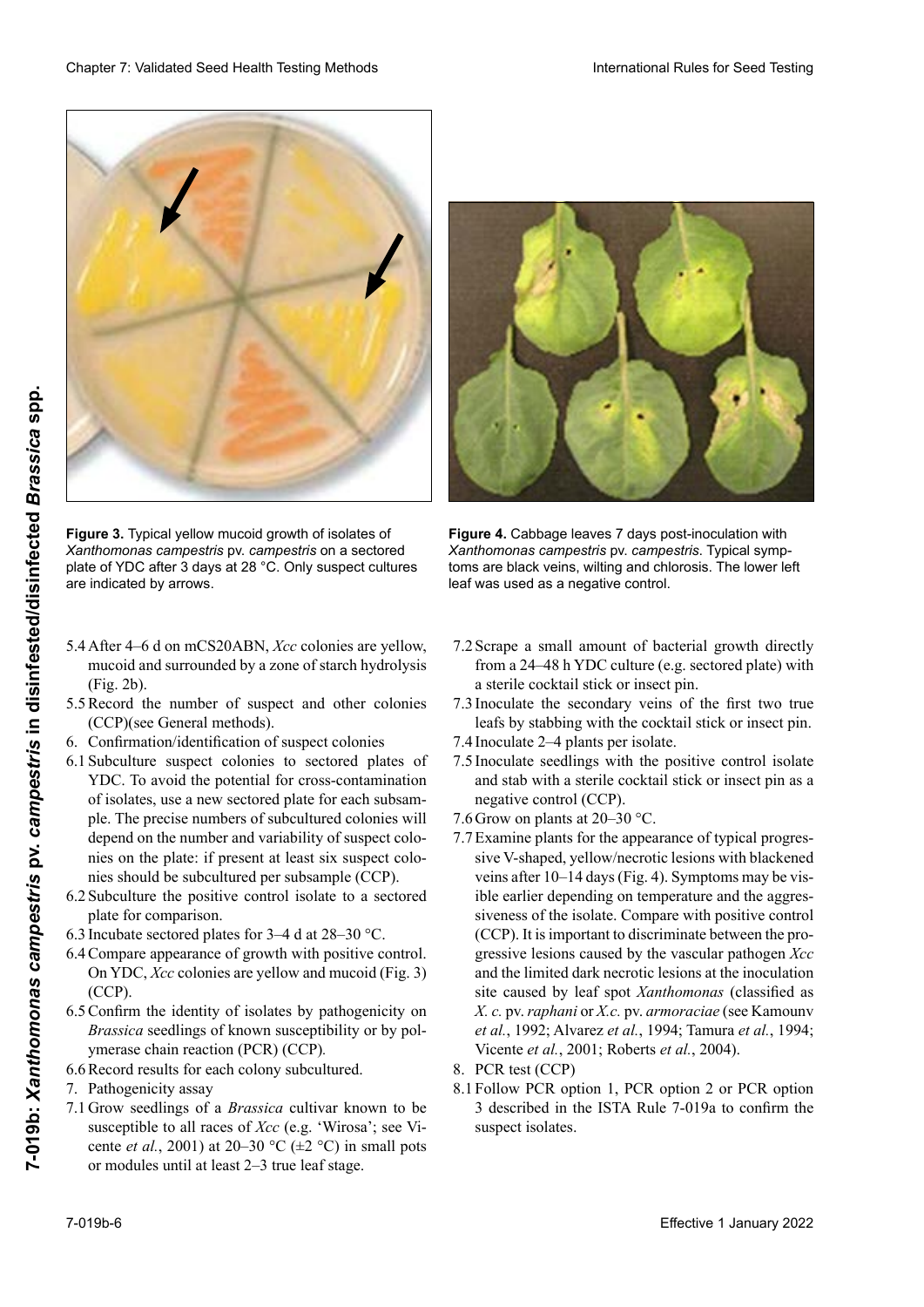**Figure 3.** Typical yellow mucoid growth of isolates of *Xanthomonas campestris* pv. *campestris* on a sectored plate of YDC after 3 days at 28 °C. Only suspect cultures are indicated by arrows.

**Figure 4.** Cabbage leaves 7 days post-inoculation with *Xanthomonas campestris* pv. *campestris*. Typical symptoms are black veins, wilting and chlorosis. The lower left leaf was used as a negative control.

5.4 After 4–6 d on mCS20ABN, *Xcc* colonies are yellow, mucoid and surrounded by a zone of starch hydrolysis (Fig. 2b).

5.5 Record the number of suspect and other colonies (CCP)(see General methods).

6. Confirmation/identification of suspect colonies

6.1 Subculture suspect colonies to sectored plates of YDC. To avoid the potential for cross-contamination of isolates, use a new sectored plate for each subsample. The precise numbers of subcultured colonies will depend on the number and variability of suspect colonies on the plate: if present at least six suspect colonies should be subcultured per subsample (CCP).

6.2 Subculture the positive control isolate to a sectored plate for comparison.

6.3 Incubate sectored plates for 3–4 d at 28–30 °C.

6.4 Compare appearance of growth with positive control. On YDC, *Xcc* colonies are yellow and mucoid (Fig. 3) (CCP).

6.5 Confirm the identity of isolates by pathogenicity on *Brassica* seedlings of known susceptibility or by polymerase chain reaction (PCR) (CCP).

6.6 Record results for each colony subcultured.

7. Pathogenicity assay

7.1 Grow seedlings of a *Brassica* cultivar known to be susceptible to all races of *Xcc* (e.g. 'Wirosa'; see Vicente *et al.*, 2001) at 20–30 °C (±2 °C) in small pots or modules until at least 2–3 true leaf stage.

7.2 Scrape a small amount of bacterial growth directly from a 24–48 h YDC culture (e.g. sectored plate) with a sterile cocktail stick or insect pin.

7.3 Inoculate the secondary veins of the first two true leafs by stabbing with the cocktail stick or insect pin.

7.4 Inoculate 2–4 plants per isolate.

7.5 Inoculate seedlings with the positive control isolate and stab with a sterile cocktail stick or insect pin as a negative control (CCP).

7.6 Grow on plants at 20–30 °C.

7.7 Examine plants for the appearance of typical progressive V-shaped, yellow/necrotic lesions with blackened veins after 10–14 days (Fig. 4). Symptoms may be visible earlier depending on temperature and the aggressiveness of the isolate. Compare with positive control (CCP). It is important to discriminate between the progressive lesions caused by the vascular pathogen *Xcc* and the limited dark necrotic lesions at the inoculation site caused by leaf spot *Xanthomonas* (classified as *X. c.* pv. *raphani* or *X.c.* pv. *armoraciae* (see Kamounv *et al.*, 1992; Alvarez *et al.*, 1994; Tamura *et al.*, 1994; Vicente *et al.*, 2001; Roberts *et al.*, 2004).

8. PCR test (CCP)

8.1 Follow PCR option 1, PCR option 2 or PCR option 3 described in the ISTA Rule 7-019a to confirm the suspect isolates.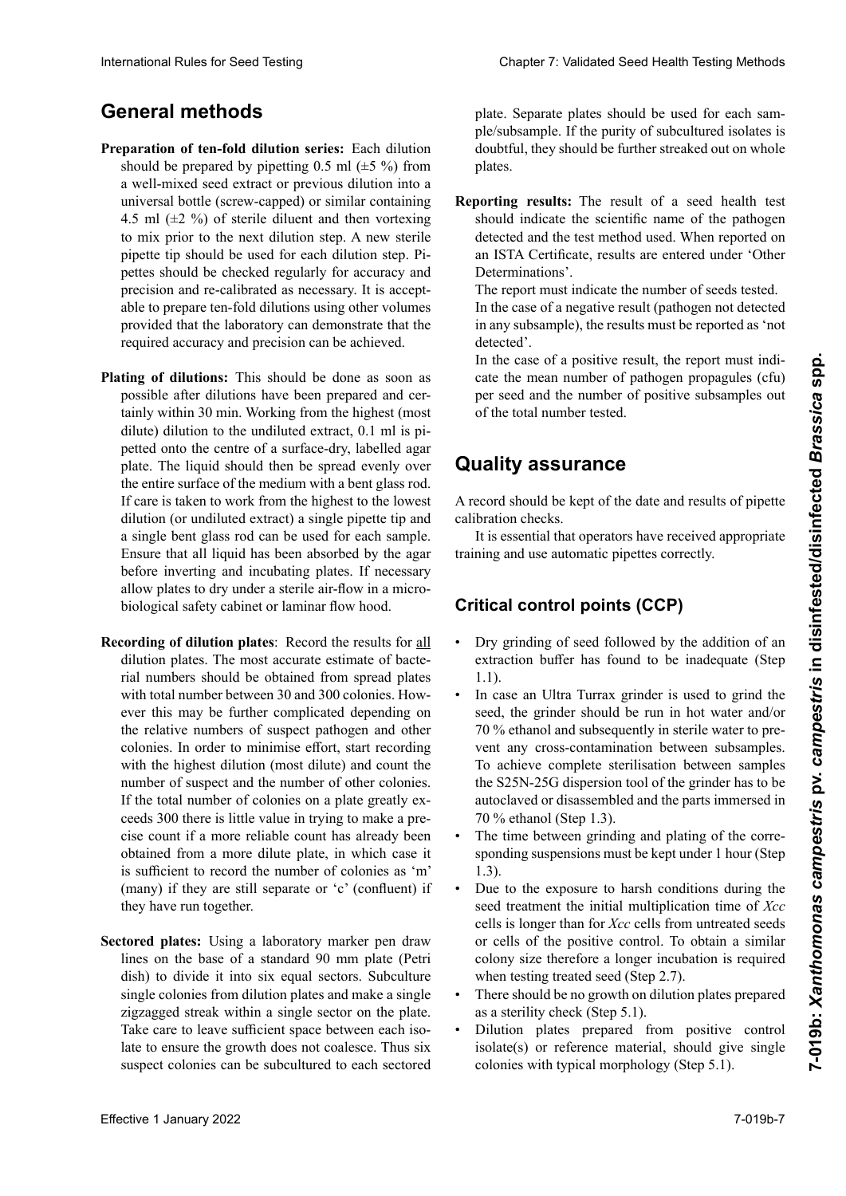## General methods

**Preparation of ten-fold dilution series:** Each dilution should be prepared by pipetting 0.5 ml (±5 %) from a well-mixed seed extract or previous dilution into a universal bottle (screw-capped) or similar containing 4.5 ml (±2 %) of sterile diluent and then vortexing to mix prior to the next dilution step. A new sterile pipette tip should be used for each dilution step. Pipettes should be checked regularly for accuracy and precision and re-calibrated as necessary. It is acceptable to prepare ten-fold dilutions using other volumes provided that the laboratory can demonstrate that the required accuracy and precision can be achieved.

**Plating of dilutions:** This should be done as soon as possible after dilutions have been prepared and certainly within 30 min. Working from the highest (most dilute) dilution to the undiluted extract, 0.1 ml is pipetted onto the centre of a surface-dry, labelled agar plate. The liquid should then be spread evenly over the entire surface of the medium with a bent glass rod. If care is taken to work from the highest to the lowest dilution (or undiluted extract) a single pipette tip and a single bent glass rod can be used for each sample. Ensure that all liquid has been absorbed by the agar before inverting and incubating plates. If necessary allow plates to dry under a sterile air-flow in a microbiological safety cabinet or laminar flow hood.

**Recording of dilution plates**: Record the results for all dilution plates. The most accurate estimate of bacterial numbers should be obtained from spread plates with total number between 30 and 300 colonies. However this may be further complicated depending on the relative numbers of suspect pathogen and other colonies. In order to minimise effort, start recording with the highest dilution (most dilute) and count the number of suspect and the number of other colonies. If the total number of colonies on a plate greatly exceeds 300 there is little value in trying to make a precise count if a more reliable count has already been obtained from a more dilute plate, in which case it is sufficient to record the number of colonies as 'm' (many) if they are still separate or 'c' (confluent) if they have run together.

**Sectored plates:** Using a laboratory marker pen draw lines on the base of a standard 90 mm plate (Petri dish) to divide it into six equal sectors. Subculture single colonies from dilution plates and make a single zigzagged streak within a single sector on the plate. Take care to leave sufficient space between each isolate to ensure the growth does not coalesce. Thus six suspect colonies can be subcultured to each sectored plate. Separate plates should be used for each sample/subsample. If the purity of subcultured isolates is doubtful, they should be further streaked out on whole plates.

**Reporting results:** The result of a seed health test should indicate the scientific name of the pathogen detected and the test method used. When reported on an ISTA Certificate, results are entered under 'Other Determinations'.

The report must indicate the number of seeds tested.

In the case of a negative result (pathogen not detected in any subsample), the results must be reported as 'not detected'.

In the case of a positive result, the report must indicate the mean number of pathogen propagules (cfu) per seed and the number of positive subsamples out of the total number tested.

## Quality assurance

A record should be kept of the date and results of pipette calibration checks.

It is essential that operators have received appropriate training and use automatic pipettes correctly.

### Critical control points (CCP)

- Dry grinding of seed followed by the addition of an extraction buffer has found to be inadequate (Step 1.1).
- In case an Ultra Turrax grinder is used to grind the seed, the grinder should be run in hot water and/or 70 % ethanol and subsequently in sterile water to prevent any cross-contamination between subsamples. To achieve complete sterilisation between samples the S25N-25G dispersion tool of the grinder has to be autoclaved or disassembled and the parts immersed in 70 % ethanol (Step 1.3).
- The time between grinding and plating of the corresponding suspensions must be kept under 1 hour (Step 1.3).
- Due to the exposure to harsh conditions during the seed treatment the initial multiplication time of *Xcc* cells is longer than for *Xcc* cells from untreated seeds or cells of the positive control. To obtain a similar colony size therefore a longer incubation is required when testing treated seed (Step 2.7).
- There should be no growth on dilution plates prepared as a sterility check (Step 5.1).
- Dilution plates prepared from positive control isolate(s) or reference material, should give single colonies with typical morphology (Step 5.1).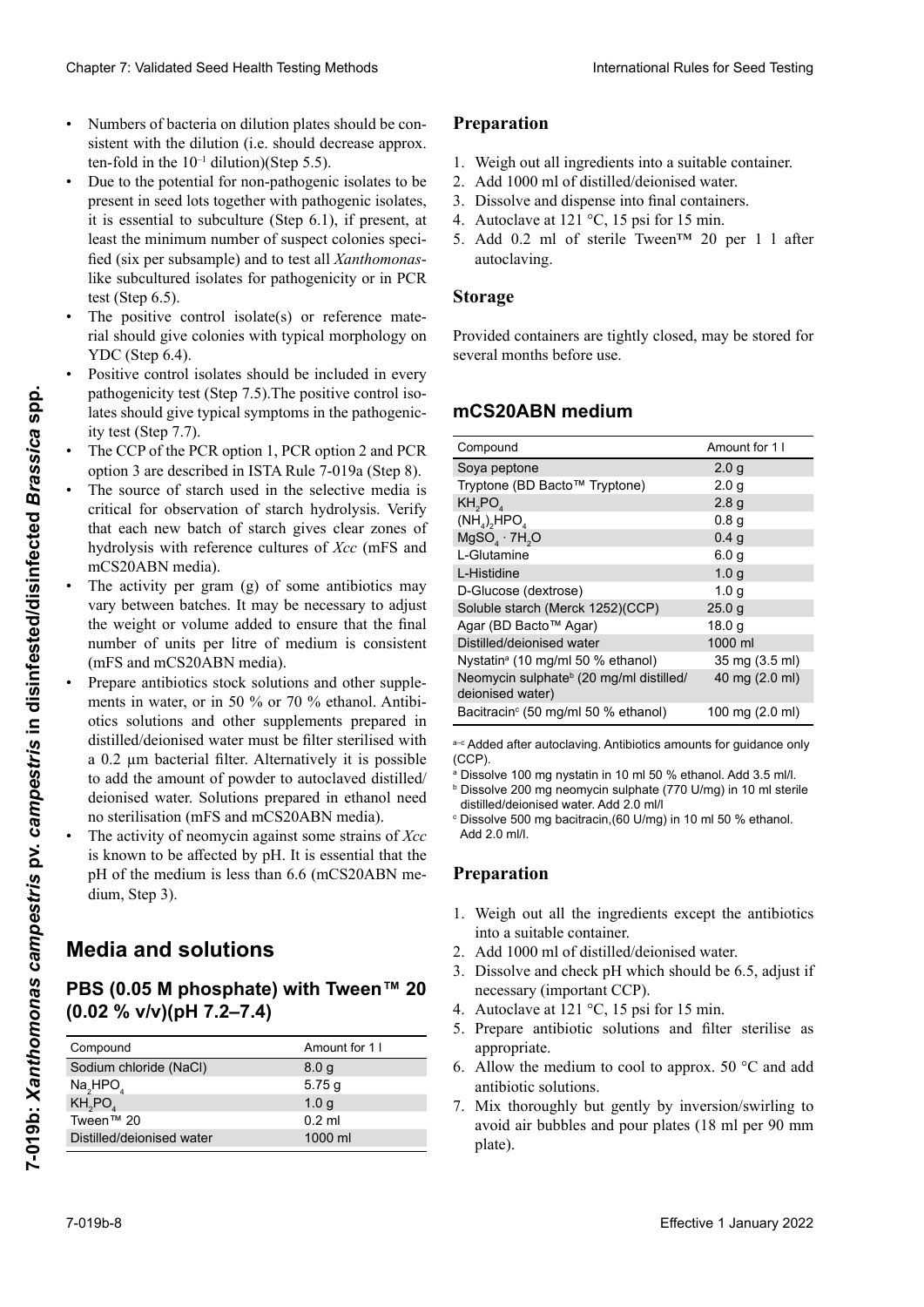- Numbers of bacteria on dilution plates should be consistent with the dilution (i.e. should decrease approx. ten-fold in the $10^{-1}$ dilution)(Step 5.5).
- Due to the potential for non-pathogenic isolates to be present in seed lots together with pathogenic isolates, it is essential to subculture (Step 6.1), if present, at least the minimum number of suspect colonies specified (six per subsample) and to test all *Xanthomonas*-like subcultured isolates for pathogenicity or in PCR test (Step 6.5).
- The positive control isolate(s) or reference material should give colonies with typical morphology on YDC (Step 6.4).
- Positive control isolates should be included in every pathogenicity test (Step 7.5).The positive control isolates should give typical symptoms in the pathogenicity test (Step 7.7).
- The CCP of the PCR option 1, PCR option 2 and PCR option 3 are described in ISTA Rule 7-019a (Step 8).
- The source of starch used in the selective media is critical for observation of starch hydrolysis. Verify that each new batch of starch gives clear zones of hydrolysis with reference cultures of *Xcc* (mFS and mCS20ABN media).
- The activity per gram (g) of some antibiotics may vary between batches. It may be necessary to adjust the weight or volume added to ensure that the final number of units per litre of medium is consistent (mFS and mCS20ABN media).
- Prepare antibiotics stock solutions and other supplements in water, or in 50 % or 70 % ethanol. Antibiotics solutions and other supplements prepared in distilled/deionised water must be filter sterilised with a 0.2 µm bacterial filter. Alternatively it is possible to add the amount of powder to autoclaved distilled/deionised water. Solutions prepared in ethanol need no sterilisation (mFS and mCS20ABN media).
- The activity of neomycin against some strains of *Xcc* is known to be affected by pH. It is essential that the pH of the medium is less than 6.6 (mCS20ABN medium, Step 3).

## Media and solutions

### PBS (0.05 M phosphate) with Tween™ 20 (0.02 % v/v)(pH 7.2–7.4)

| Compound | Amount for 1 l |
|---|---|
| Sodium chloride (NaCl) | 8.0 g |
| $Na_2HPO_4$ | 5.75 g |
| $KH_2PO_4$ | 1.0 g |
| Tween™ 20 | 0.2 ml |
| Distilled/deionised water | 1000 ml |

#### Preparation

1. Weigh out all ingredients into a suitable container.
2. Add 1000 ml of distilled/deionised water.
3. Dissolve and dispense into final containers.
4. Autoclave at 121 °C, 15 psi for 15 min.
5. Add 0.2 ml of sterile Tween™ 20 per 1 l after autoclaving.

#### Storage

Provided containers are tightly closed, may be stored for several months before use.

### mCS20ABN medium

| Compound | Amount for 1 l |
|---|---|
| Soya peptone | 2.0 g |
| Tryptone (BD Bacto™ Tryptone) | 2.0 g |
| $KH_2PO_4$ | 2.8 g |
| $(NH_4)_2HPO_4$ | 0.8 g |
| $MgSO_4 \cdot 7H_2O$ | 0.4 g |
| L-Glutamine | 6.0 g |
| L-Histidine | 1.0 g |
| D-Glucose (dextrose) | 1.0 g |
| Soluble starch (Merck 1252)(CCP) | 25.0 g |
| Agar (BD Bacto™ Agar) | 18.0 g |
| Distilled/deionised water | 1000 ml |
| Nystatin[a] (10 mg/ml 50 % ethanol) | 35 mg (3.5 ml) |
| Neomycin sulphate[b] (20 mg/ml distilled/deionised water) | 40 mg (2.0 ml) |
| Bacitracin[c] (50 mg/ml 50 % ethanol) | 100 mg (2.0 ml) |

[a–c] Added after autoclaving. Antibiotics amounts for guidance only (CCP).
[a] Dissolve 100 mg nystatin in 10 ml 50 % ethanol. Add 3.5 ml/l.
[b] Dissolve 200 mg neomycin sulphate (770 U/mg) in 10 ml sterile distilled/deionised water. Add 2.0 ml/l
[c] Dissolve 500 mg bacitracin,(60 U/mg) in 10 ml 50 % ethanol. Add 2.0 ml/l.

#### Preparation

1. Weigh out all the ingredients except the antibiotics into a suitable container.
2. Add 1000 ml of distilled/deionised water.
3. Dissolve and check pH which should be 6.5, adjust if necessary (important CCP).
4. Autoclave at 121 °C, 15 psi for 15 min.
5. Prepare antibiotic solutions and filter sterilise as appropriate.
6. Allow the medium to cool to approx. 50 °C and add antibiotic solutions.
7. Mix thoroughly but gently by inversion/swirling to avoid air bubbles and pour plates (18 ml per 90 mm plate).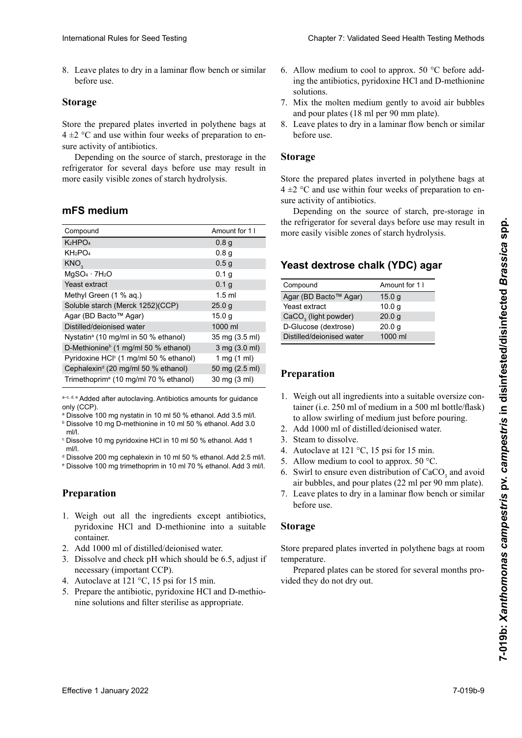8. Leave plates to dry in a laminar flow bench or similar before use.

## Storage

Store the prepared plates inverted in polythene bags at 4 ±2 °C and use within four weeks of preparation to ensure activity of antibiotics.

Depending on the source of starch, prestorage in the refrigerator for several days before use may result in more easily visible zones of starch hydrolysis.

## mFS medium

| Compound | Amount for 1 l |
|---|---|
| $K_2HPO_4$ | 0.8 g |
| $KH_2PO_4$ | 0.8 g |
| $KNO_3$ | 0.5 g |
| $MgSO_4 \cdot 7H_2O$ | 0.1 g |
| Yeast extract | 0.1 g |
| Methyl Green (1 % aq.) | 1.5 ml |
| Soluble starch (Merck 1252)(CCP) | 25.0 g |
| Agar (BD Bacto™ Agar) | 15.0 g |
| Distilled/deionised water | 1000 ml |
| Nystatin[a] (10 mg/ml in 50 % ethanol) | 35 mg (3.5 ml) |
| D-Methionine[b] (1 mg/ml 50 % ethanol) | 3 mg (3.0 ml) |
| Pyridoxine HCl[c] (1 mg/ml 50 % ethanol) | 1 mg (1 ml) |
| Cephalexin[d] (20 mg/ml 50 % ethanol) | 50 mg (2.5 ml) |
| Trimethoprim[e] (10 mg/ml 70 % ethanol) | 30 mg (3 ml) |

[a–c, d, e] Added after autoclaving. Antibiotics amounts for guidance only (CCP).
[a] Dissolve 100 mg nystatin in 10 ml 50 % ethanol. Add 3.5 ml/l.
[b] Dissolve 10 mg D-methionine in 10 ml 50 % ethanol. Add 3.0 ml/l.
[c] Dissolve 10 mg pyridoxine HCl in 10 ml 50 % ethanol. Add 1 ml/l.
[d] Dissolve 200 mg cephalexin in 10 ml 50 % ethanol. Add 2.5 ml/l.
[e] Dissolve 100 mg trimethoprim in 10 ml 70 % ethanol. Add 3 ml/l.

## Preparation

1. Weigh out all the ingredients except antibiotics, pyridoxine HCl and D-methionine into a suitable container.
2. Add 1000 ml of distilled/deionised water.
3. Dissolve and check pH which should be 6.5, adjust if necessary (important CCP).
4. Autoclave at 121 °C, 15 psi for 15 min.
5. Prepare the antibiotic, pyridoxine HCl and D-methionine solutions and filter sterilise as appropriate.
6. Allow medium to cool to approx. 50 °C before adding the antibiotics, pyridoxine HCl and D-methionine solutions.
7. Mix the molten medium gently to avoid air bubbles and pour plates (18 ml per 90 mm plate).
8. Leave plates to dry in a laminar flow bench or similar before use.

## Storage

Store the prepared plates inverted in polythene bags at 4 ±2 °C and use within four weeks of preparation to ensure activity of antibiotics.

Depending on the source of starch, pre-storage in the refrigerator for several days before use may result in more easily visible zones of starch hydrolysis.

## Yeast dextrose chalk (YDC) agar

| Compound | Amount for 1 l |
|---|---|
| Agar (BD Bacto™ Agar) | 15.0 g |
| Yeast extract | 10.0 g |
| $CaCO_3$ (light powder) | 20.0 g |
| D-Glucose (dextrose) | 20.0 g |
| Distilled/deionised water | 1000 ml |

## Preparation

1. Weigh out all ingredients into a suitable oversize container (i.e. 250 ml of medium in a 500 ml bottle/flask) to allow swirling of medium just before pouring.
2. Add 1000 ml of distilled/deionised water.
3. Steam to dissolve.
4. Autoclave at 121 °C, 15 psi for 15 min.
5. Allow medium to cool to approx. 50 °C.
6. Swirl to ensure even distribution of $CaCO_3$ and avoid air bubbles, and pour plates (22 ml per 90 mm plate).
7. Leave plates to dry in a laminar flow bench or similar before use.

## Storage

Store prepared plates inverted in polythene bags at room temperature.

Prepared plates can be stored for several months provided they do not dry out.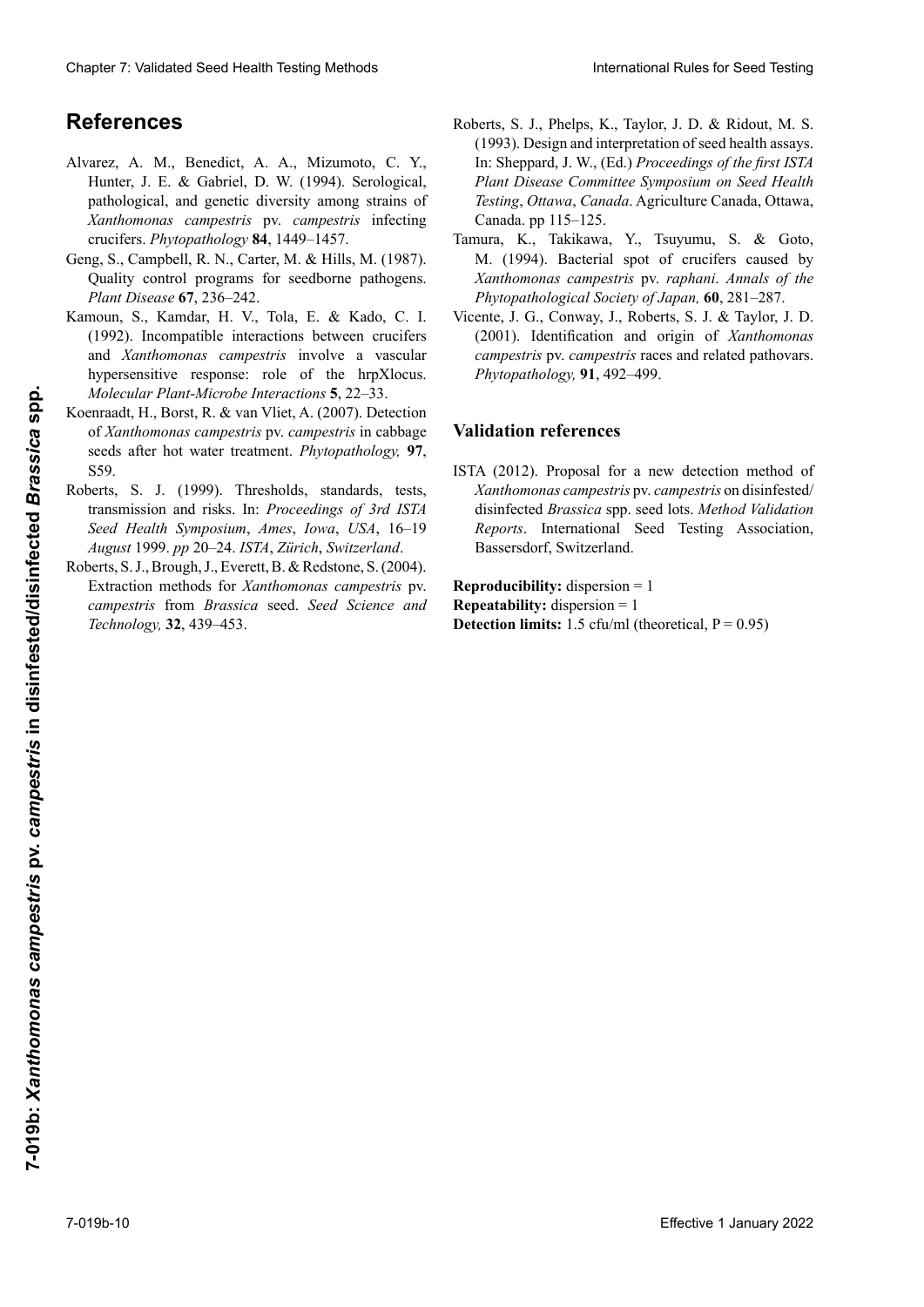# References

Alvarez, A. M., Benedict, A. A., Mizumoto, C. Y., Hunter, J. E. & Gabriel, D. W. (1994). Serological, pathological, and genetic diversity among strains of *Xanthomonas campestris* pv. *campestris* infecting crucifers. *Phytopathology* **84**, 1449–1457.

Geng, S., Campbell, R. N., Carter, M. & Hills, M. (1987). Quality control programs for seedborne pathogens. *Plant Disease* **67**, 236–242.

Kamoun, S., Kamdar, H. V., Tola, E. & Kado, C. I. (1992). Incompatible interactions between crucifers and *Xanthomonas campestris* involve a vascular hypersensitive response: role of the hrpXlocus. *Molecular Plant-Microbe Interactions* **5**, 22–33.

Koenraadt, H., Borst, R. & van Vliet, A. (2007). Detection of *Xanthomonas campestris* pv. *campestris* in cabbage seeds after hot water treatment. *Phytopathology,* **97**, S59.

Roberts, S. J. (1999). Thresholds, standards, tests, transmission and risks. In: *Proceedings of 3rd ISTA Seed Health Symposium*, *Ames*, *Iowa*, *USA*, 16–19 *August* 1999. *pp* 20–24. *ISTA*, *Zürich*, *Switzerland*.

Roberts, S. J., Brough, J., Everett, B. & Redstone, S. (2004). Extraction methods for *Xanthomonas campestris* pv. *campestris* from *Brassica* seed. *Seed Science and Technology,* **32**, 439–453.

Roberts, S. J., Phelps, K., Taylor, J. D. & Ridout, M. S. (1993). Design and interpretation of seed health assays. In: Sheppard, J. W., (Ed.) *Proceedings of the first ISTA Plant Disease Committee Symposium on Seed Health Testing*, *Ottawa*, *Canada*. Agriculture Canada, Ottawa, Canada. pp 115–125.

Tamura, K., Takikawa, Y., Tsuyumu, S. & Goto, M. (1994). Bacterial spot of crucifers caused by *Xanthomonas campestris* pv. *raphani*. *Annals of the Phytopathological Society of Japan,* **60**, 281–287.

Vicente, J. G., Conway, J., Roberts, S. J. & Taylor, J. D. (2001). Identification and origin of *Xanthomonas campestris* pv. *campestris* races and related pathovars. *Phytopathology,* **91**, 492–499.

## Validation references

ISTA (2012). Proposal for a new detection method of *Xanthomonas campestris* pv. *campestris* on disinfested/disinfected *Brassica* spp. seed lots. *Method Validation Reports*. International Seed Testing Association, Bassersdorf, Switzerland.

**Reproducibility:** dispersion = 1
**Repeatability:** dispersion = 1
**Detection limits:** 1.5 cfu/ml (theoretical, $P = 0.95$)